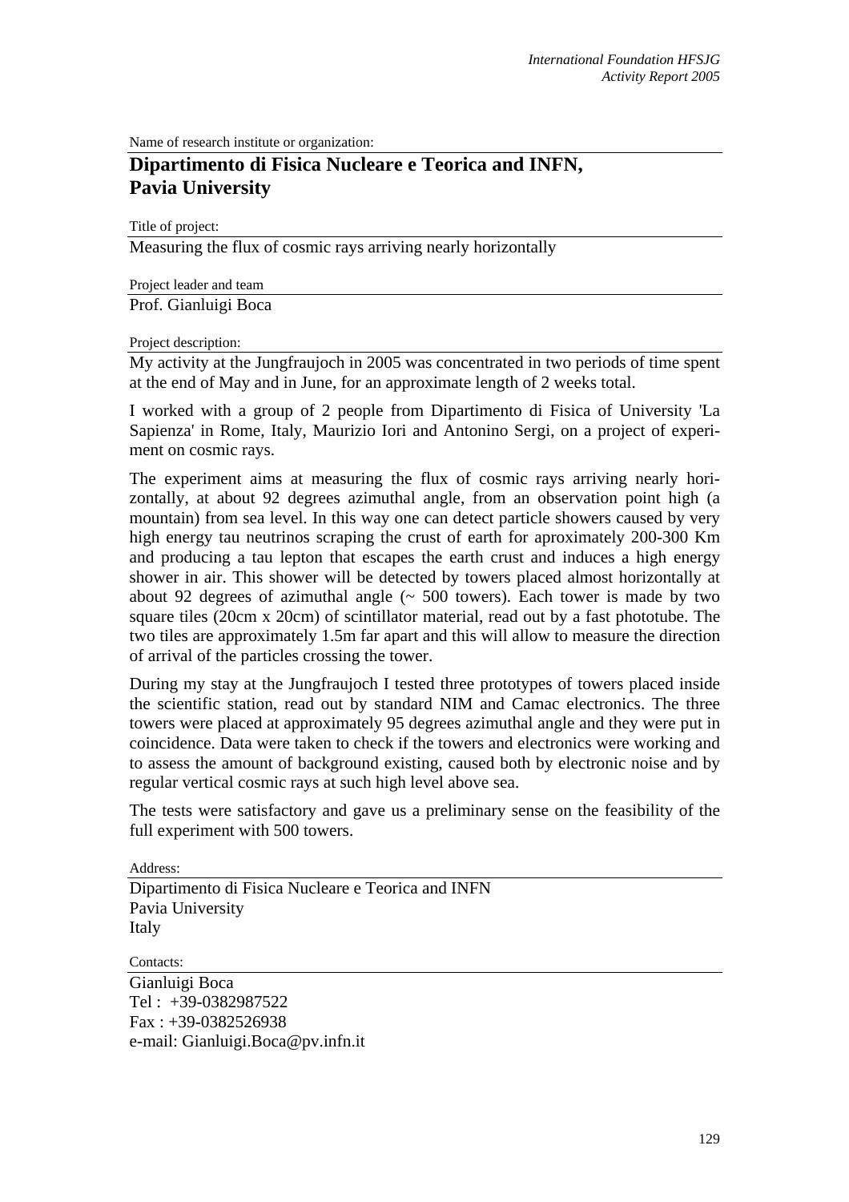Name of research institute or organization:

## Dipartimento di Fisica Nucleare e Teorica and INFN, Pavia University

Title of project:

Measuring the flux of cosmic rays arriving nearly horizontally

Project leader and team

Prof. Gianluigi Boca

Project description:

My activity at the Jungfraujoch in 2005 was concentrated in two periods of time spent at the end of May and in June, for an approximate length of 2 weeks total.

I worked with a group of 2 people from Dipartimento di Fisica of University 'La Sapienza' in Rome, Italy, Maurizio Iori and Antonino Sergi, on a project of experiment on cosmic rays.

The experiment aims at measuring the flux of cosmic rays arriving nearly horizontally, at about 92 degrees azimuthal angle, from an observation point high (a mountain) from sea level. In this way one can detect particle showers caused by very high energy tau neutrinos scraping the crust of earth for aproximately 200-300 Km and producing a tau lepton that escapes the earth crust and induces a high energy shower in air. This shower will be detected by towers placed almost horizontally at about 92 degrees of azimuthal angle (~ 500 towers). Each tower is made by two square tiles (20cm x 20cm) of scintillator material, read out by a fast phototube. The two tiles are approximately 1.5m far apart and this will allow to measure the direction of arrival of the particles crossing the tower.

During my stay at the Jungfraujoch I tested three prototypes of towers placed inside the scientific station, read out by standard NIM and Camac electronics. The three towers were placed at approximately 95 degrees azimuthal angle and they were put in coincidence. Data were taken to check if the towers and electronics were working and to assess the amount of background existing, caused both by electronic noise and by regular vertical cosmic rays at such high level above sea.

The tests were satisfactory and gave us a preliminary sense on the feasibility of the full experiment with 500 towers.

Address:

Dipartimento di Fisica Nucleare e Teorica and INFN
Pavia University
Italy

Contacts:

Gianluigi Boca
Tel : +39-0382987522
Fax : +39-0382526938
e-mail: Gianluigi.Boca@pv.infn.it